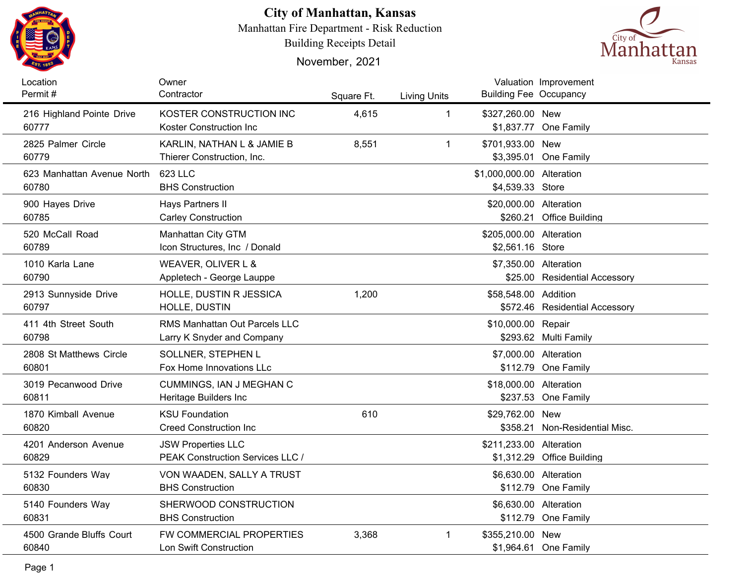# City of Manhattan, Kansas

Manhattan Fire Department - Risk Reduction

Building Receipts Detail

November, 2021

| Location / Permit # | Owner / Contractor | Square Ft. | Living Units | Valuation / Building Fee | Improvement / Occupancy |
|---|---|---|---|---|---|
| 216 Highland Pointe Drive<br>60777 | KOSTER CONSTRUCTION INC<br>Koster Construction Inc | 4,615 | 1 | $327,260.00<br>$1,837.77 | New<br>One Family |
| 2825 Palmer Circle<br>60779 | KARLIN, NATHAN L & JAMIE B<br>Thierer Construction, Inc. | 8,551 | 1 | $701,933.00<br>$3,395.01 | New<br>One Family |
| 623 Manhattan Avenue North<br>60780 | 623 LLC<br>BHS Construction | | | $1,000,000.00<br>$4,539.33 | Alteration<br>Store |
| 900 Hayes Drive<br>60785 | Hays Partners II<br>Carley Construction | | | $20,000.00<br>$260.21 | Alteration<br>Office Building |
| 520 McCall Road<br>60789 | Manhattan City GTM<br>Icon Structures, Inc / Donald | | | $205,000.00<br>$2,561.16 | Alteration<br>Store |
| 1010 Karla Lane<br>60790 | WEAVER, OLIVER L &<br>Appletech - George Lauppe | | | $7,350.00<br>$25.00 | Alteration<br>Residential Accessory |
| 2913 Sunnyside Drive<br>60797 | HOLLE, DUSTIN R JESSICA<br>HOLLE, DUSTIN | 1,200 | | $58,548.00<br>$572.46 | Addition<br>Residential Accessory |
| 411 4th Street South<br>60798 | RMS Manhattan Out Parcels LLC<br>Larry K Snyder and Company | | | $10,000.00<br>$293.62 | Repair<br>Multi Family |
| 2808 St Matthews Circle<br>60801 | SOLLNER, STEPHEN L<br>Fox Home Innovations LLc | | | $7,000.00<br>$112.79 | Alteration<br>One Family |
| 3019 Pecanwood Drive<br>60811 | CUMMINGS, IAN J MEGHAN C<br>Heritage Builders Inc | | | $18,000.00<br>$237.53 | Alteration<br>One Family |
| 1870 Kimball Avenue<br>60820 | KSU Foundation<br>Creed Construction Inc | 610 | | $29,762.00<br>$358.21 | New<br>Non-Residential Misc. |
| 4201 Anderson Avenue<br>60829 | JSW Properties LLC<br>PEAK Construction Services LLC / | | | $211,233.00<br>$1,312.29 | Alteration<br>Office Building |
| 5132 Founders Way<br>60830 | VON WAADEN, SALLY A TRUST<br>BHS Construction | | | $6,630.00<br>$112.79 | Alteration<br>One Family |
| 5140 Founders Way<br>60831 | SHERWOOD CONSTRUCTION<br>BHS Construction | | | $6,630.00<br>$112.79 | Alteration<br>One Family |
| 4500 Grande Bluffs Court<br>60840 | FW COMMERCIAL PROPERTIES<br>Lon Swift Construction | 3,368 | 1 | $355,210.00<br>$1,964.61 | New<br>One Family |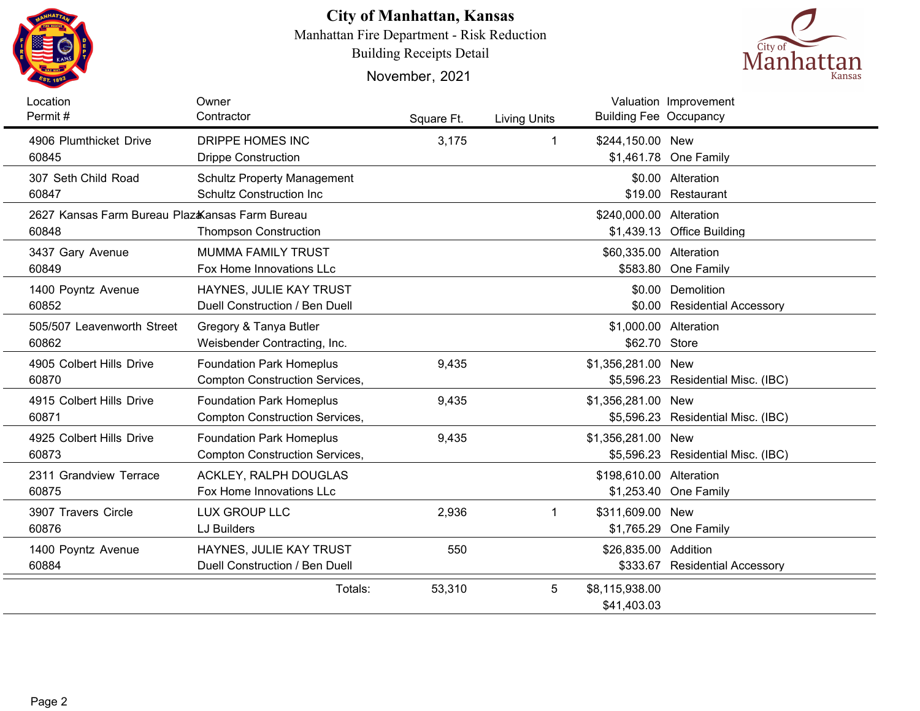# City of Manhattan, Kansas

Manhattan Fire Department - Risk Reduction

Building Receipts Detail

November, 2021

| Location / Permit # | Owner / Contractor | Square Ft. | Living Units | Valuation / Building Fee | Improvement / Occupancy |
|---|---|---|---|---|---|
| 4906 Plumthicket Drive<br>60845 | DRIPPE HOMES INC<br>Drippe Construction | 3,175 | 1 | $244,150.00<br>$1,461.78 | New<br>One Family |
| 307 Seth Child Road<br>60847 | Schultz Property Management<br>Schultz Construction Inc | | | $0.00<br>$19.00 | Alteration<br>Restaurant |
| 2627 Kansas Farm Bureau Plaza<br>60848 | Kansas Farm Bureau<br>Thompson Construction | | | $240,000.00<br>$1,439.13 | Alteration<br>Office Building |
| 3437 Gary Avenue<br>60849 | MUMMA FAMILY TRUST<br>Fox Home Innovations LLc | | | $60,335.00<br>$583.80 | Alteration<br>One Family |
| 1400 Poyntz Avenue<br>60852 | HAYNES, JULIE KAY TRUST<br>Duell Construction / Ben Duell | | | $0.00<br>$0.00 | Demolition<br>Residential Accessory |
| 505/507 Leavenworth Street<br>60862 | Gregory & Tanya Butler<br>Weisbender Contracting, Inc. | | | $1,000.00<br>$62.70 | Alteration<br>Store |
| 4905 Colbert Hills Drive<br>60870 | Foundation Park Homeplus<br>Compton Construction Services, | 9,435 | | $1,356,281.00<br>$5,596.23 | New<br>Residential Misc. (IBC) |
| 4915 Colbert Hills Drive<br>60871 | Foundation Park Homeplus<br>Compton Construction Services, | 9,435 | | $1,356,281.00<br>$5,596.23 | New<br>Residential Misc. (IBC) |
| 4925 Colbert Hills Drive<br>60873 | Foundation Park Homeplus<br>Compton Construction Services, | 9,435 | | $1,356,281.00<br>$5,596.23 | New<br>Residential Misc. (IBC) |
| 2311 Grandview Terrace<br>60875 | ACKLEY, RALPH DOUGLAS<br>Fox Home Innovations LLc | | | $198,610.00<br>$1,253.40 | Alteration<br>One Family |
| 3907 Travers Circle<br>60876 | LUX GROUP LLC<br>LJ Builders | 2,936 | 1 | $311,609.00<br>$1,765.29 | New<br>One Family |
| 1400 Poyntz Avenue<br>60884 | HAYNES, JULIE KAY TRUST<br>Duell Construction / Ben Duell | 550 | | $26,835.00<br>$333.67 | Addition<br>Residential Accessory |
| | Totals: | 53,310 | 5 | $8,115,938.00<br>$41,403.03 | |